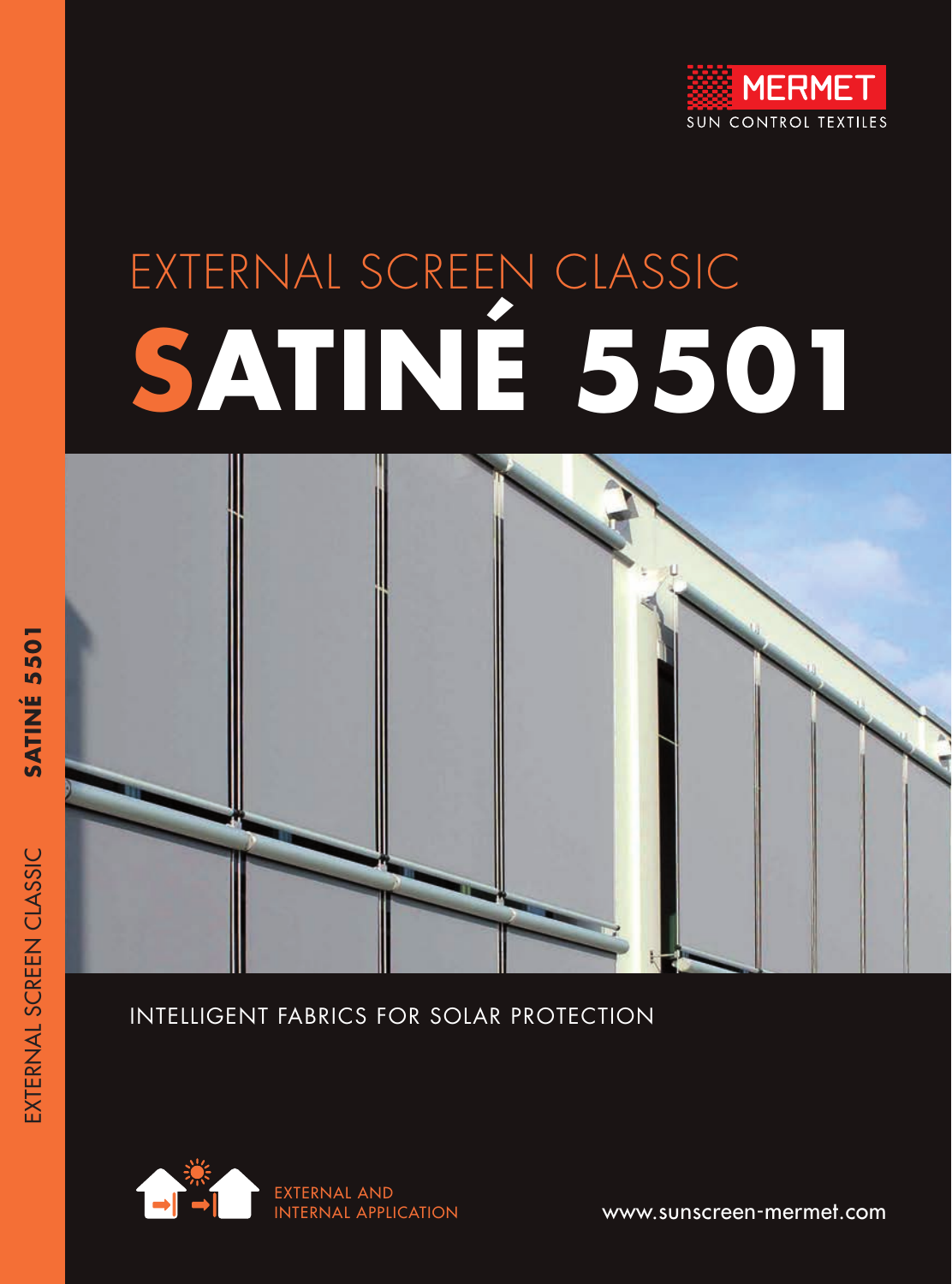MERMET

SUN CONTROL TEXTILES

# EXTERNAL SCREEN CLASSIC

# SATINÉ 5501

INTELLIGENT FABRICS FOR SOLAR PROTECTION

EXTERNAL AND
INTERNAL APPLICATION

www.sunscreen-mermet.com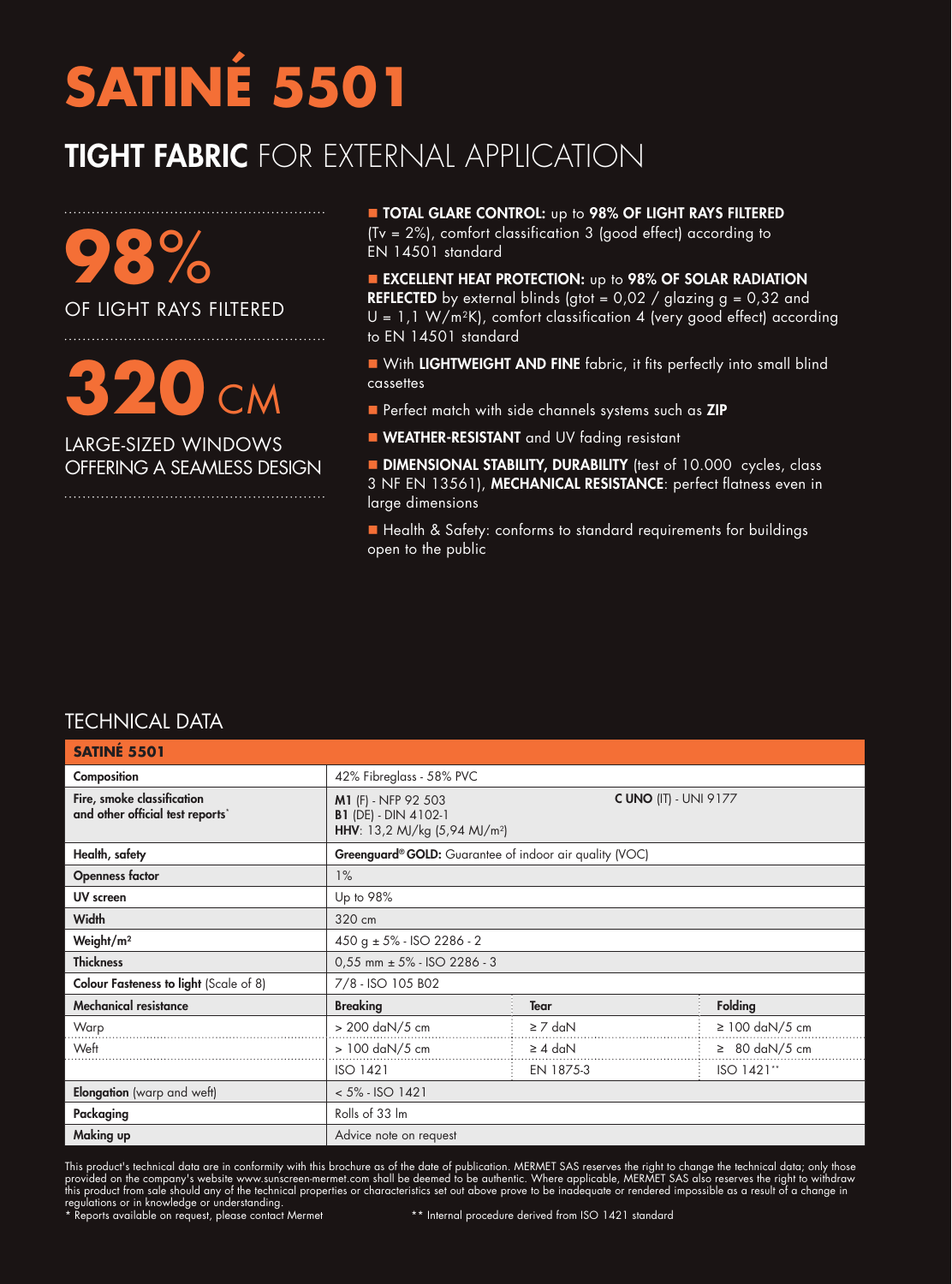# SATINÉ 5501

## **TIGHT FABRIC** FOR EXTERNAL APPLICATION

**98%**
OF LIGHT RAYS FILTERED

**320** CM
LARGE-SIZED WINDOWS OFFERING A SEAMLESS DESIGN

- **TOTAL GLARE CONTROL:** up to **98% OF LIGHT RAYS FILTERED** (Tv = 2%), comfort classification 3 (good effect) according to EN 14501 standard
- **EXCELLENT HEAT PROTECTION:** up to **98% OF SOLAR RADIATION REFLECTED** by external blinds (gtot = 0,02 / glazing g = 0,32 and U = 1,1 W/m²K), comfort classification 4 (very good effect) according to EN 14501 standard
- With **LIGHTWEIGHT AND FINE** fabric, it fits perfectly into small blind cassettes
- Perfect match with side channels systems such as **ZIP**
- **WEATHER-RESISTANT** and UV fading resistant
- **DIMENSIONAL STABILITY, DURABILITY** (test of 10.000 cycles, class 3 NF EN 13561), **MECHANICAL RESISTANCE**: perfect flatness even in large dimensions
- Health & Safety: conforms to standard requirements for buildings open to the public

## TECHNICAL DATA

| **SATINÉ 5501** | | | |
|---|---|---|---|
| **Composition** | 42% Fibreglass - 58% PVC | | |
| **Fire, smoke classification and other official test reports*** | **M1** (F) - NFP 92 503<br>**B1** (DE) - DIN 4102-1<br>**HHV**: 13,2 MJ/kg (5,94 MJ/m²) | **C UNO** (IT) - UNI 9177 | |
| **Health, safety** | **Greenguard® GOLD:** Guarantee of indoor air quality (VOC) | | |
| **Openness factor** | 1% | | |
| **UV screen** | Up to 98% | | |
| **Width** | 320 cm | | |
| **Weight/m²** | 450 g ± 5% - ISO 2286 - 2 | | |
| **Thickness** | 0,55 mm ± 5% - ISO 2286 - 3 | | |
| **Colour Fasteness to light** (Scale of 8) | 7/8 - ISO 105 B02 | | |
| **Mechanical resistance** | **Breaking** | **Tear** | **Folding** |
| Warp | > 200 daN/5 cm | ≥ 7 daN | ≥ 100 daN/5 cm |
| Weft | > 100 daN/5 cm | ≥ 4 daN | ≥ 80 daN/5 cm |
| | ISO 1421 | EN 1875-3 | ISO 1421** |
| **Elongation** (warp and weft) | < 5% - ISO 1421 | | |
| **Packaging** | Rolls of 33 lm | | |
| **Making up** | Advice note on request | | |

This product's technical data are in conformity with this brochure as of the date of publication. MERMET SAS reserves the right to change the technical data; only those provided on the company's website www.sunscreen-mermet.com shall be deemed to be authentic. Where applicable, MERMET SAS also reserves the right to withdraw this product from sale should any of the technical properties or characteristics set out above prove to be inadequate or rendered impossible as a result of a change in regulations or in knowledge or understanding.

\* Reports available on request, please contact Mermet

\*\* Internal procedure derived from ISO 1421 standard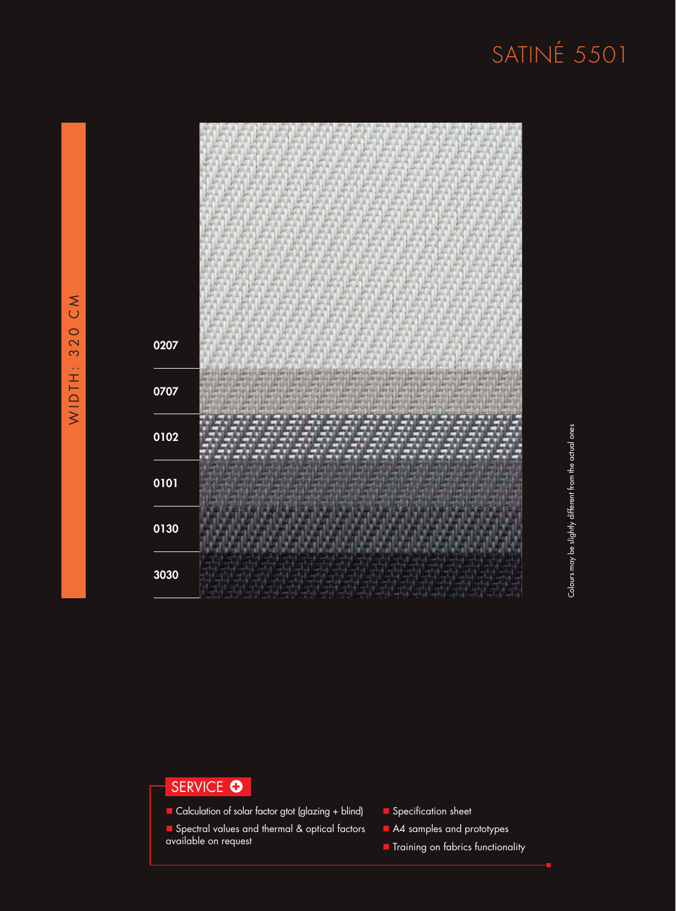# SATINÉ 5501

WIDTH: 320 CM

0207

0707

0102

0101

0130

3030

Colours may be slightly different from the actual ones

## SERVICE

- Calculation of solar factor gtot (glazing + blind)
- Spectral values and thermal & optical factors available on request
- Specification sheet
- A4 samples and prototypes
- Training on fabrics functionality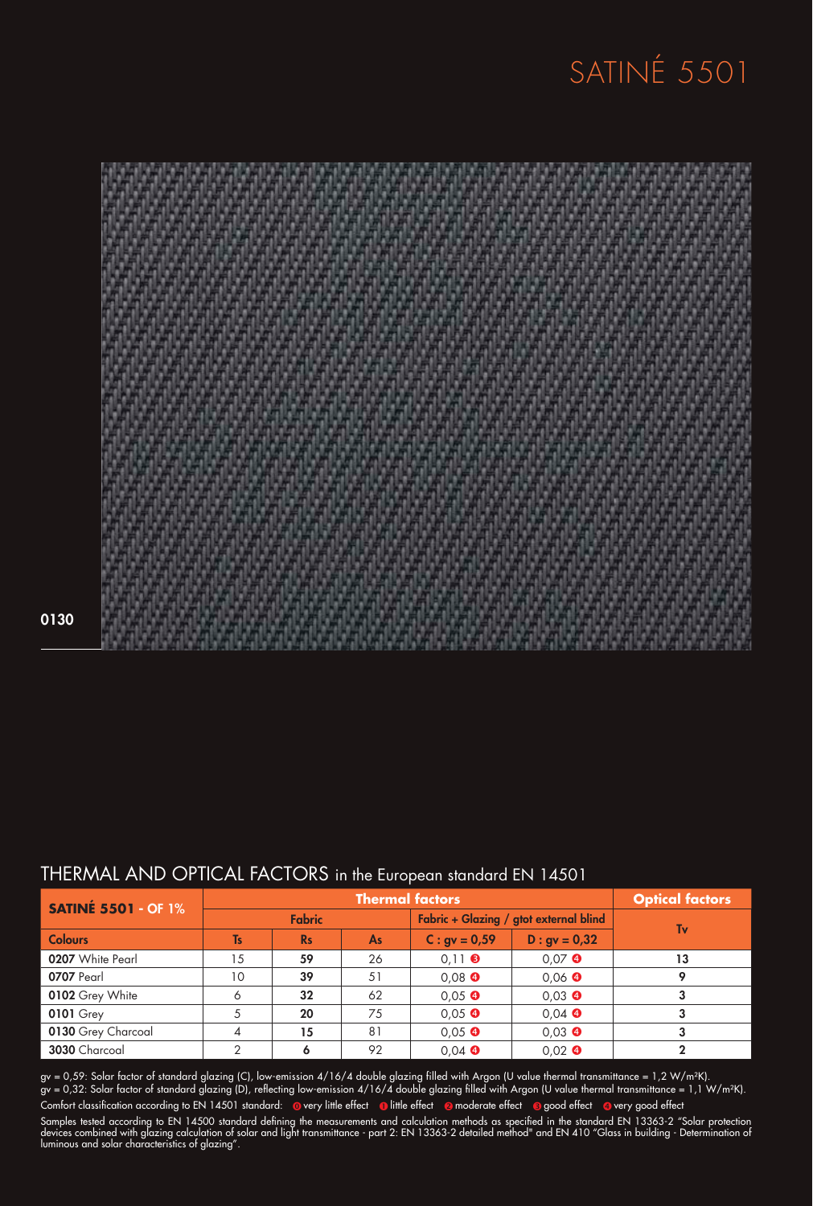# SATINÉ 5501

0130

## THERMAL AND OPTICAL FACTORS in the European standard EN 14501

| SATINÉ 5501 - OF 1% | Thermal factors | | | | | Optical factors |
|---|---|---|---|---|---|---|
| | Fabric | | | Fabric + Glazing / gtot external blind | | Tv |
| Colours | Ts | Rs | As | C : gv = 0,59 | D : gv = 0,32 | |
| **0207** White Pearl | 15 | **59** | 26 | 0,11 ❸ | 0,07 ❹ | **13** |
| **0707** Pearl | 10 | **39** | 51 | 0,08 ❹ | 0,06 ❹ | **9** |
| **0102** Grey White | 6 | **32** | 62 | 0,05 ❹ | 0,03 ❹ | **3** |
| **0101** Grey | 5 | **20** | 75 | 0,05 ❹ | 0,04 ❹ | **3** |
| **0130** Grey Charcoal | 4 | **15** | 81 | 0,05 ❹ | 0,03 ❹ | **3** |
| **3030** Charcoal | 2 | **6** | 92 | 0,04 ❹ | 0,02 ❹ | **2** |

gv = 0,59: Solar factor of standard glazing (C), low-emission 4/16/4 double glazing filled with Argon (U value thermal transmittance = 1,2 W/m²K).
gv = 0,32: Solar factor of standard glazing (D), reflecting low-emission 4/16/4 double glazing filled with Argon (U value thermal transmittance = 1,1 W/m²K).

Comfort classification according to EN 14501 standard: ⓿ very little effect ❶ little effect ❷ moderate effect ❸ good effect ❹ very good effect

Samples tested according to EN 14500 standard defining the measurements and calculation methods as specified in the standard EN 13363-2 "Solar protection devices combined with glazing calculation of solar and light transmittance - part 2: EN 13363-2 detailed method" and EN 410 "Glass in building - Determination of luminous and solar characteristics of glazing".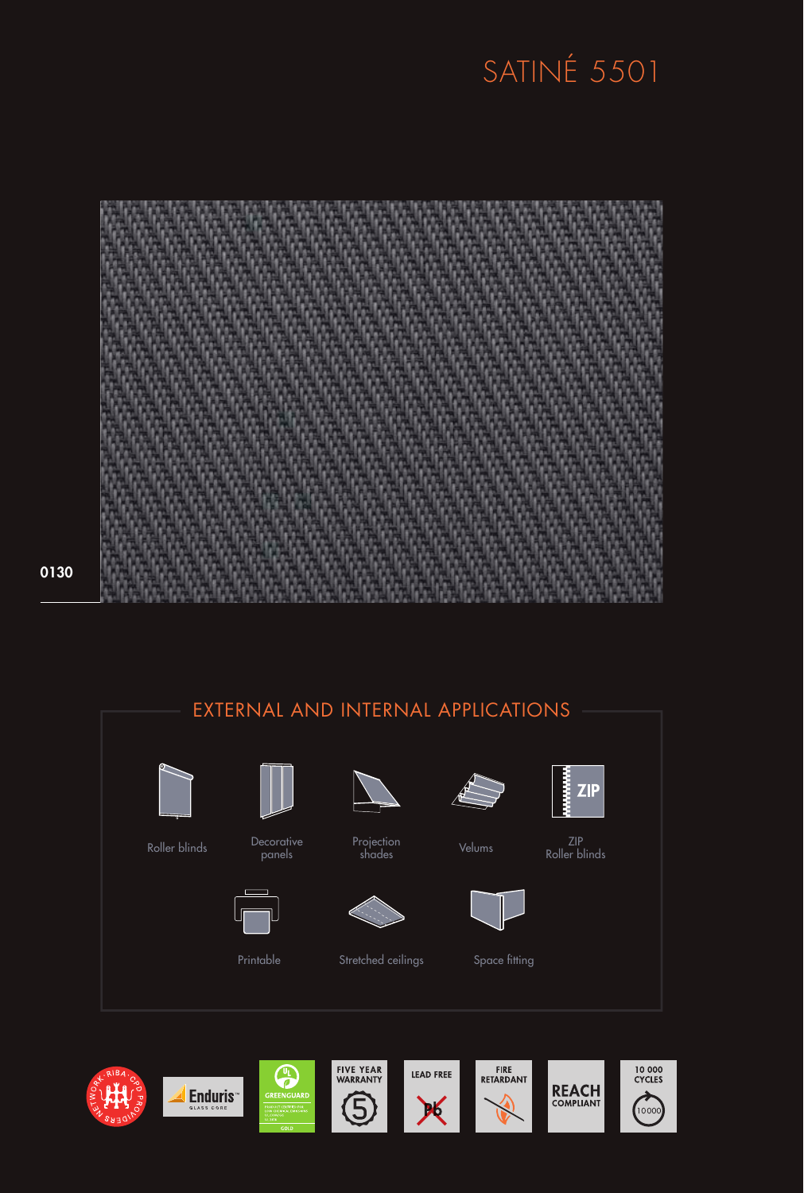# SATINÉ 5501

0130

## EXTERNAL AND INTERNAL APPLICATIONS

- Roller blinds
- Decorative panels
- Projection shades
- Velums
- ZIP Roller blinds
- Printable
- Stretched ceilings
- Space fitting

Enduris™ GLASS CORE

GREENGUARD GOLD

FIVE YEAR WARRANTY 5

LEAD FREE Pb

FIRE RETARDANT

REACH COMPLIANT

10 000 CYCLES 10000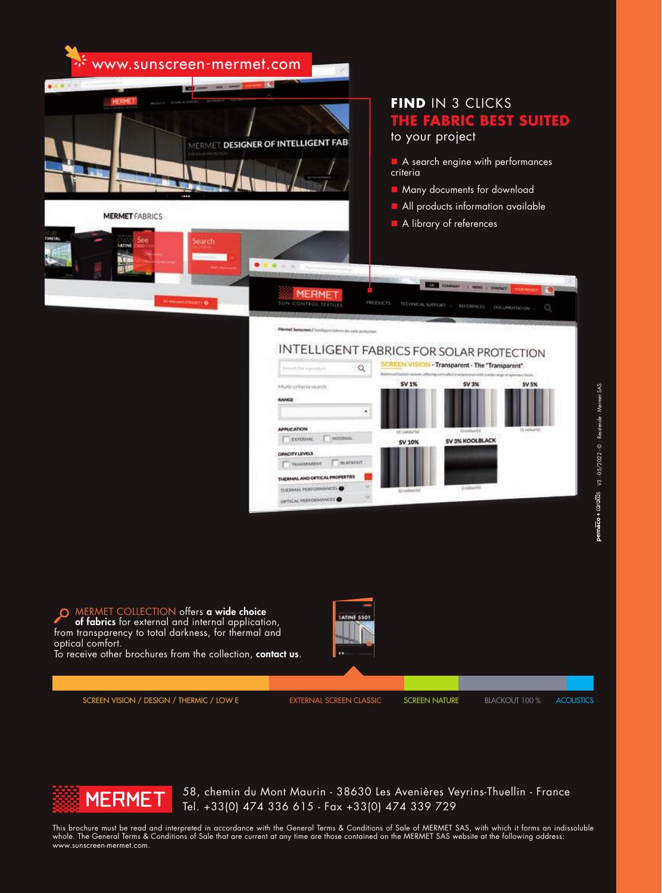www.sunscreen-mermet.com

## **FIND** IN 3 CLICKS **THE FABRIC BEST SUITED** to your project

- A search engine with performances criteria
- Many documents for download
- All products information available
- A library of references

MERMET COLLECTION offers **a wide choice of fabrics** for external and internal application, from transparency to total darkness, for thermal and optical comfort.
To receive other brochures from the collection, **contact us**.

SCREEN VISION / DESIGN / THERMIC / LOW E — EXTERNAL SCREEN CLASSIC — SCREEN NATURE — BLACKOUT 100 % — ACOUSTICS

MERMET

58, chemin du Mont Maurin - 38630 Les Avenières Veyrins-Thuellin - France
Tel. +33(0) 474 336 615 - Fax +33(0) 474 339 729

This brochure must be read and interpreted in accordance with the General Terms & Conditions of Sale of MERMET SAS, with which it forms an indissoluble whole. The General Terms & Conditions of Sale that are current at any time are those contained on the MERMET SAS website at the following address: www.sunscreen-mermet.com.

pemaco + caradas V3 - 05/2022 - © : Restenide - Mermet SAS